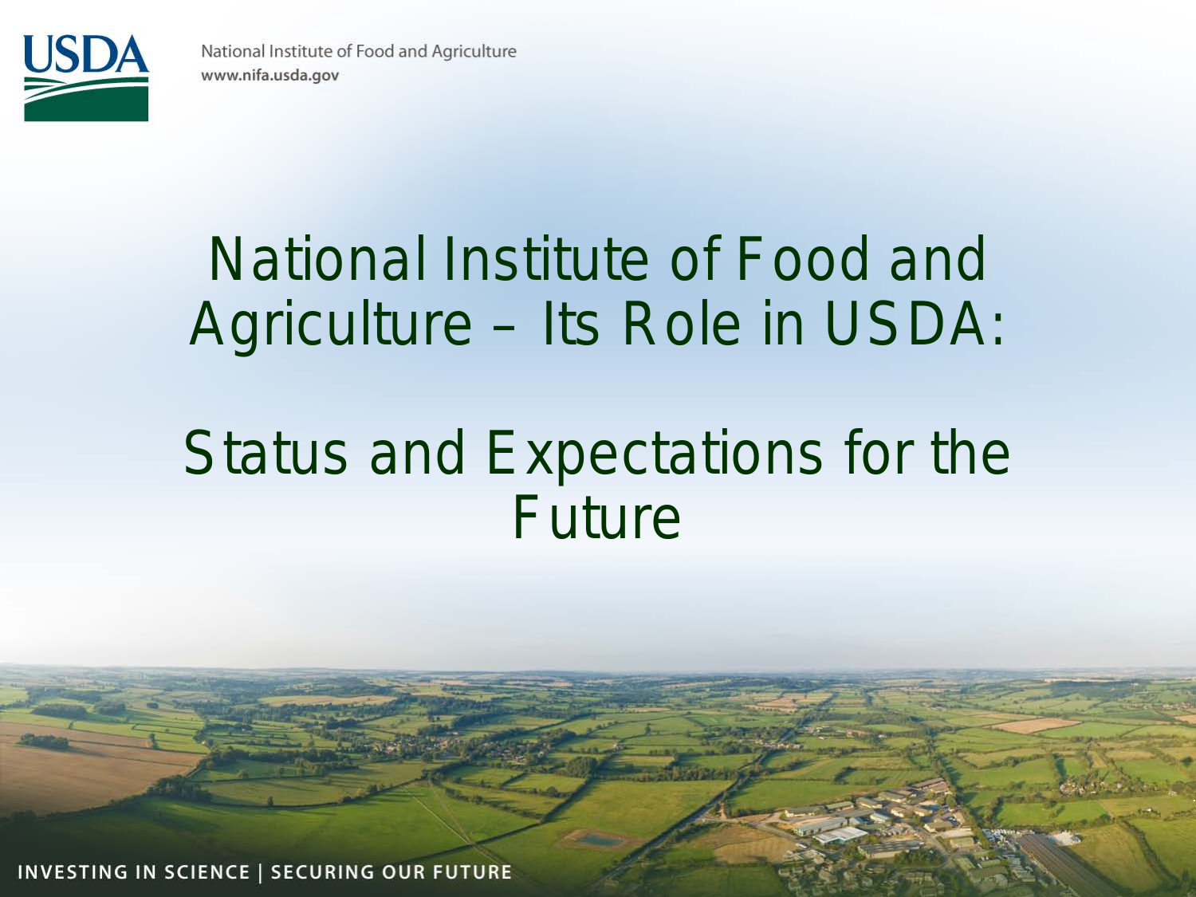National Institute of Food and Agriculture
www.nifa.usda.gov

# National Institute of Food and Agriculture – Its Role in USDA:

# Status and Expectations for the Future

INVESTING IN SCIENCE | SECURING OUR FUTURE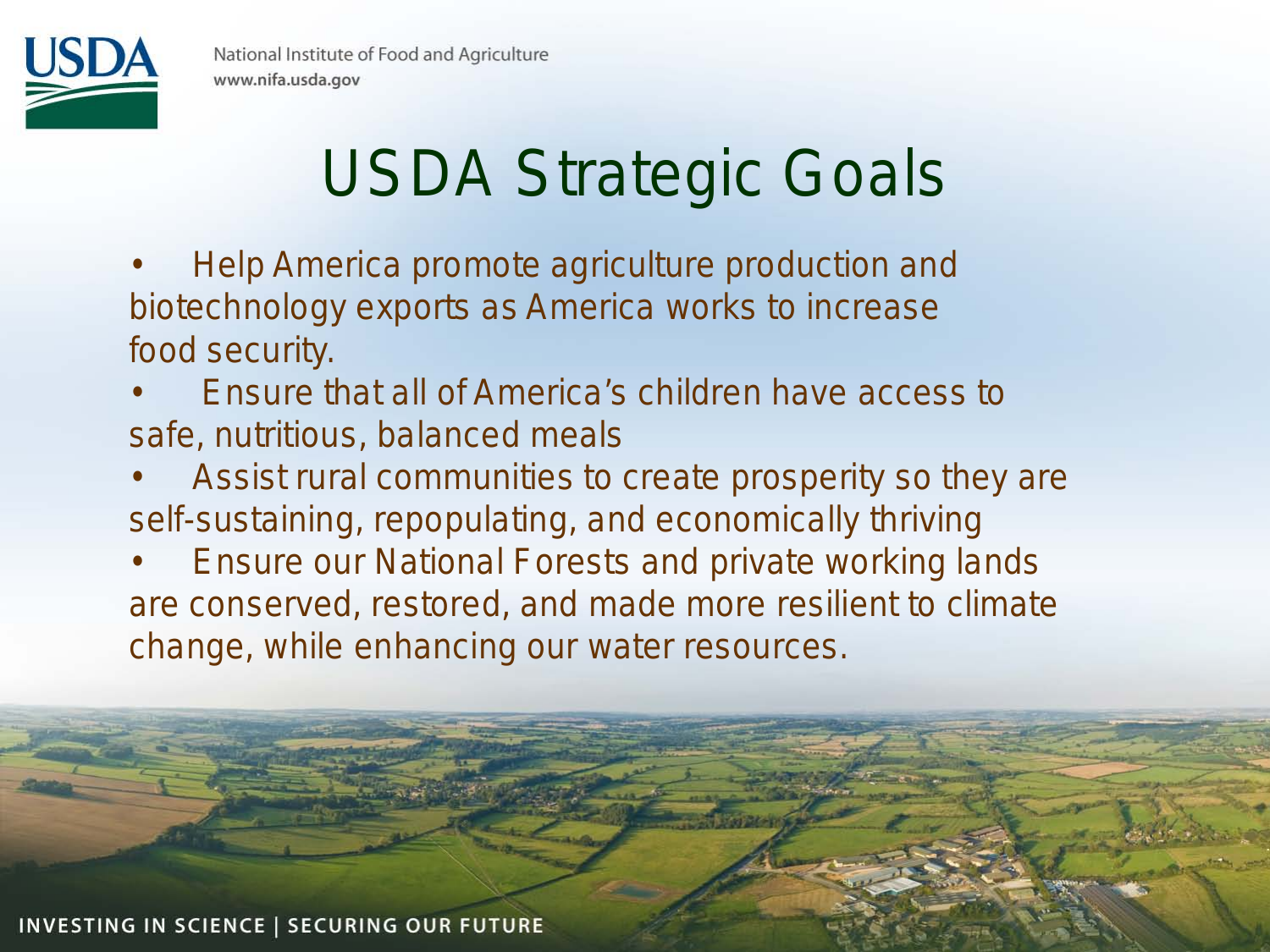# USDA Strategic Goals

- Help America promote agriculture production and biotechnology exports as America works to increase food security.
- Ensure that all of America's children have access to safe, nutritious, balanced meals
- Assist rural communities to create prosperity so they are self-sustaining, repopulating, and economically thriving
- Ensure our National Forests and private working lands are conserved, restored, and made more resilient to climate change, while enhancing our water resources.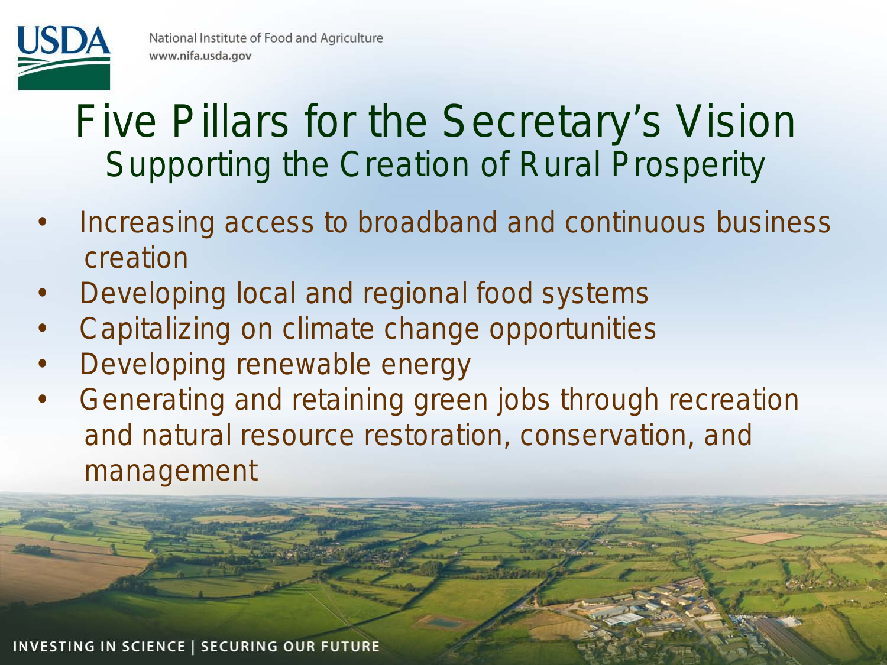# Five Pillars for the Secretary's Vision

## Supporting the Creation of Rural Prosperity

- Increasing access to broadband and continuous business creation
- Developing local and regional food systems
- Capitalizing on climate change opportunities
- Developing renewable energy
- Generating and retaining green jobs through recreation and natural resource restoration, conservation, and management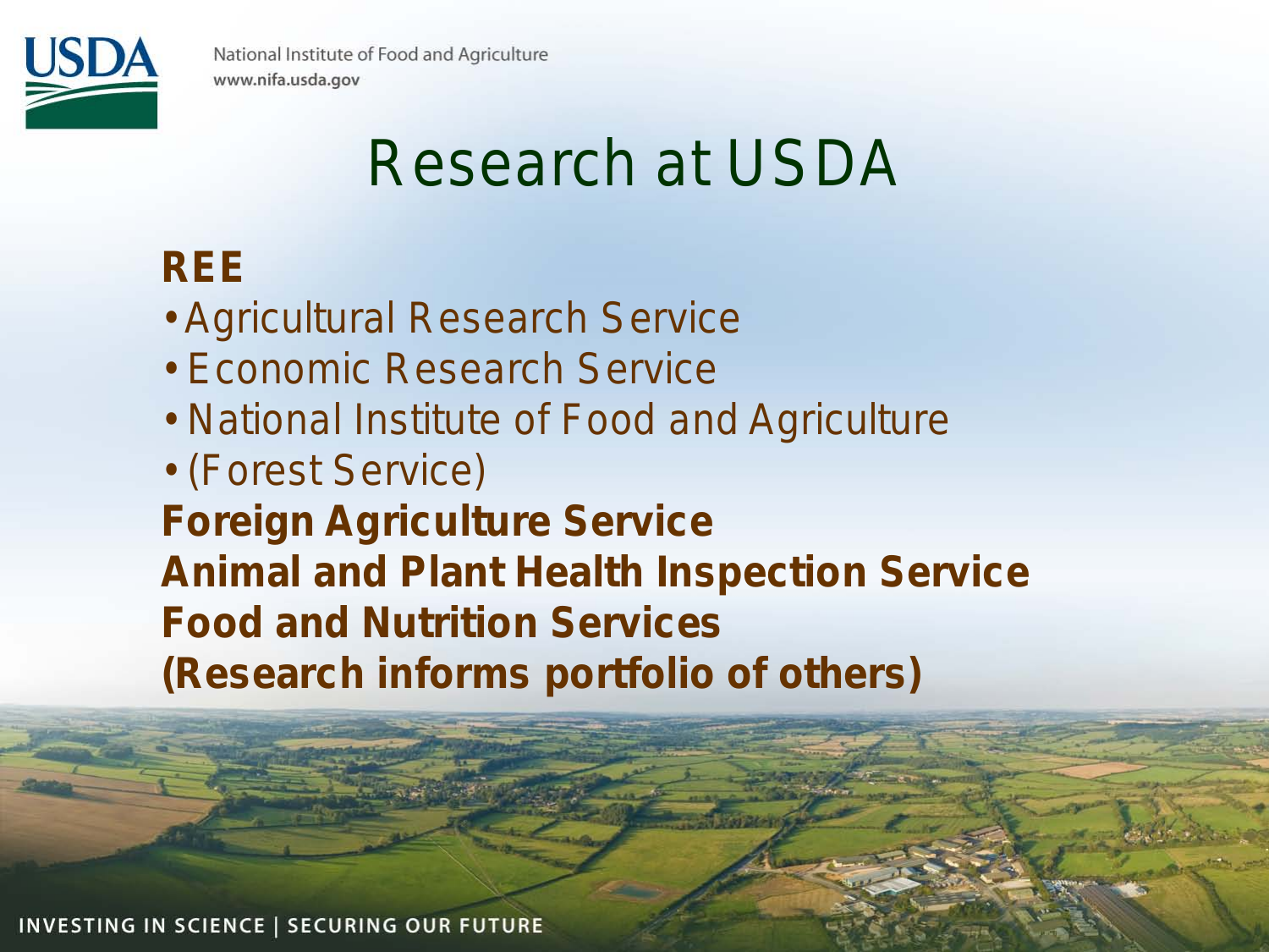# Research at USDA

**REE**

- Agricultural Research Service
- Economic Research Service
- National Institute of Food and Agriculture
- (Forest Service)

**Foreign Agriculture Service**

**Animal and Plant Health Inspection Service**

**Food and Nutrition Services**

**(Research informs portfolio of others)**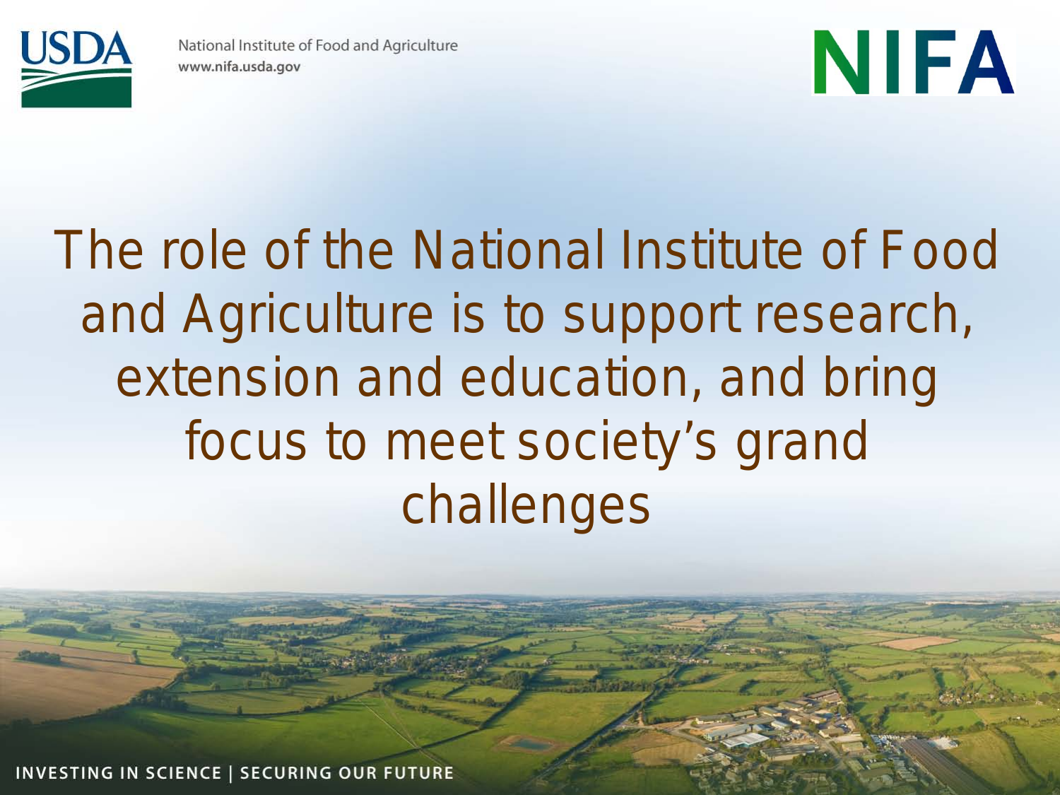USDA

National Institute of Food and Agriculture
www.nifa.usda.gov

NIFA

# The role of the National Institute of Food and Agriculture is to support research, extension and education, and bring focus to meet society's grand challenges

INVESTING IN SCIENCE | SECURING OUR FUTURE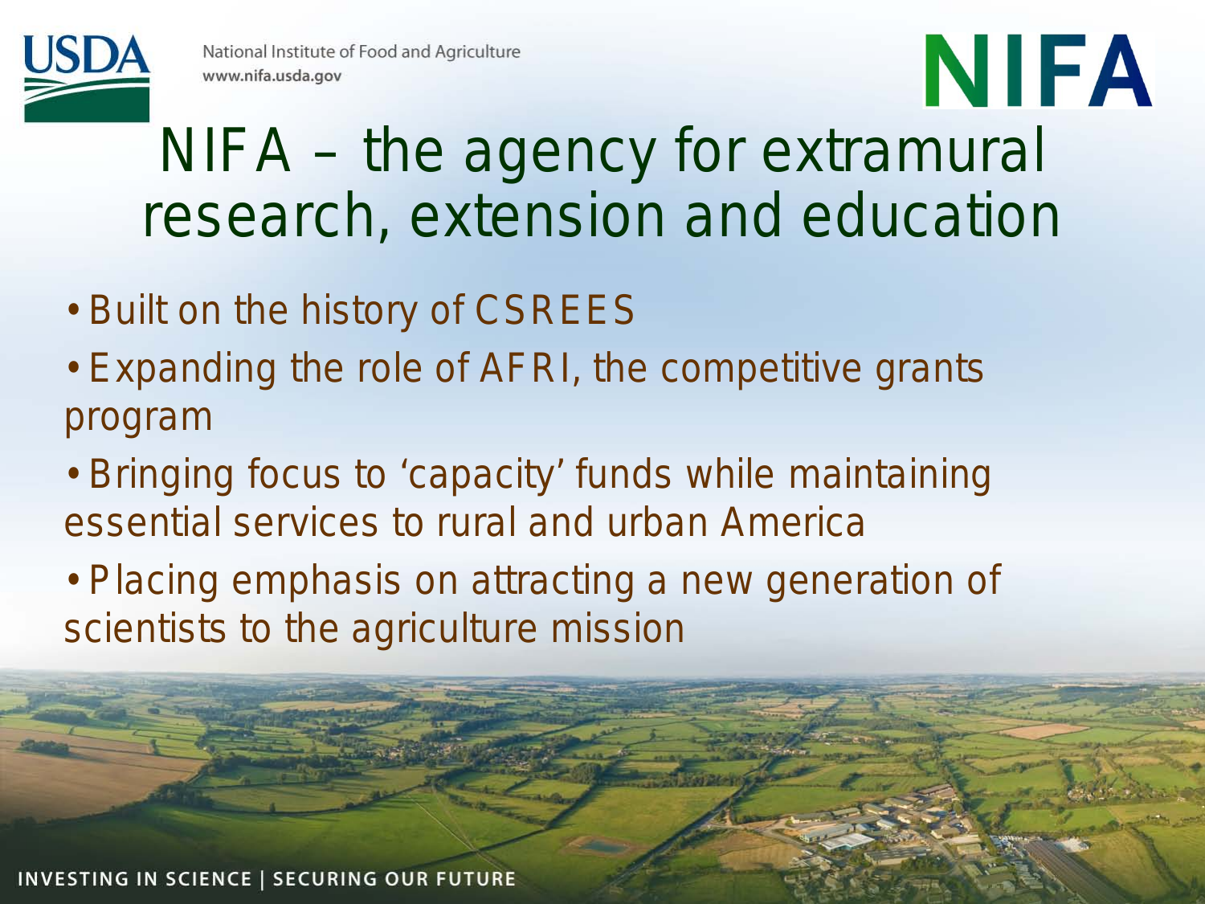# NIFA – the agency for extramural research, extension and education

- Built on the history of CSREES
- Expanding the role of AFRI, the competitive grants program
- Bringing focus to 'capacity' funds while maintaining essential services to rural and urban America
- Placing emphasis on attracting a new generation of scientists to the agriculture mission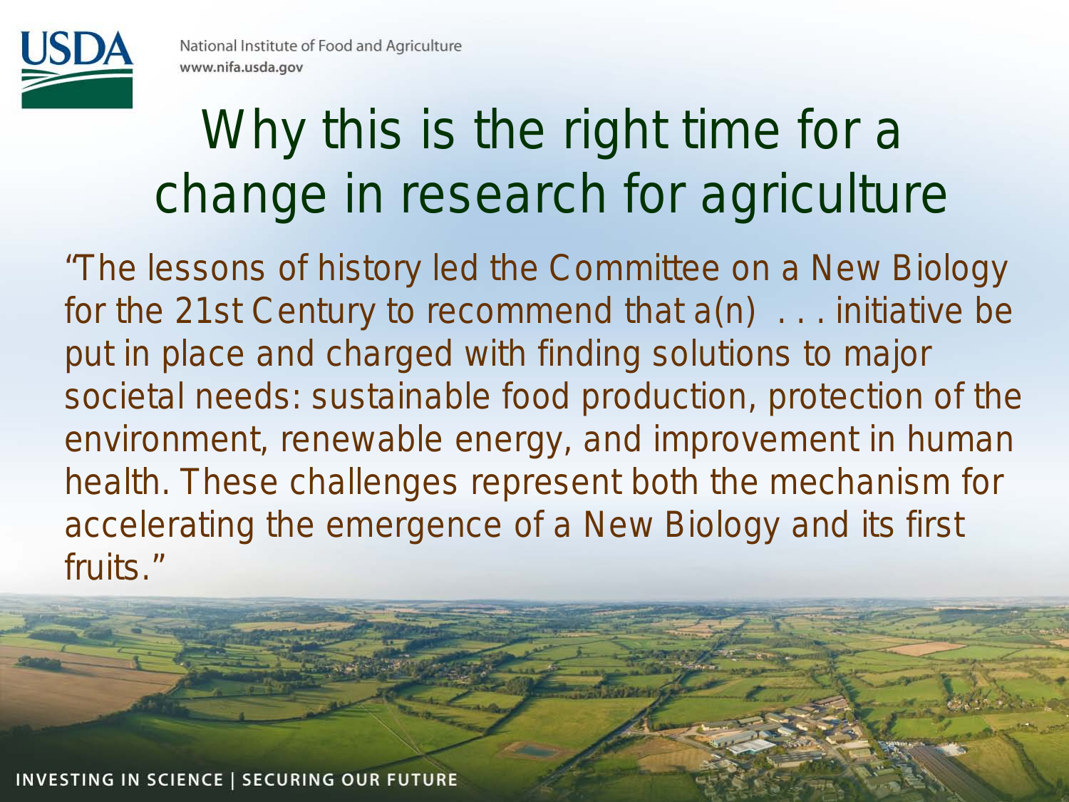# Why this is the right time for a change in research for agriculture

"The lessons of history led the Committee on a New Biology for the 21st Century to recommend that a(n) . . . initiative be put in place and charged with finding solutions to major societal needs: sustainable food production, protection of the environment, renewable energy, and improvement in human health. These challenges represent both the mechanism for accelerating the emergence of a New Biology and its first fruits."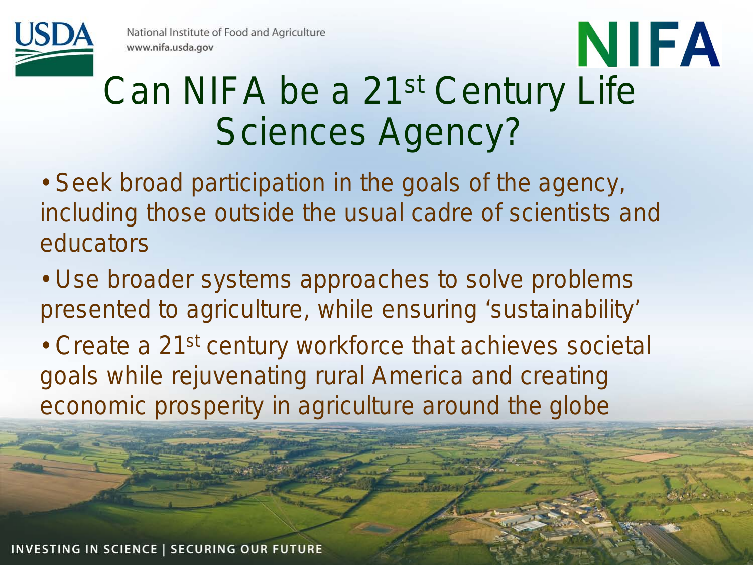# Can NIFA be a 21st Century Life Sciences Agency?

- Seek broad participation in the goals of the agency, including those outside the usual cadre of scientists and educators
- Use broader systems approaches to solve problems presented to agriculture, while ensuring 'sustainability'
- Create a 21st century workforce that achieves societal goals while rejuvenating rural America and creating economic prosperity in agriculture around the globe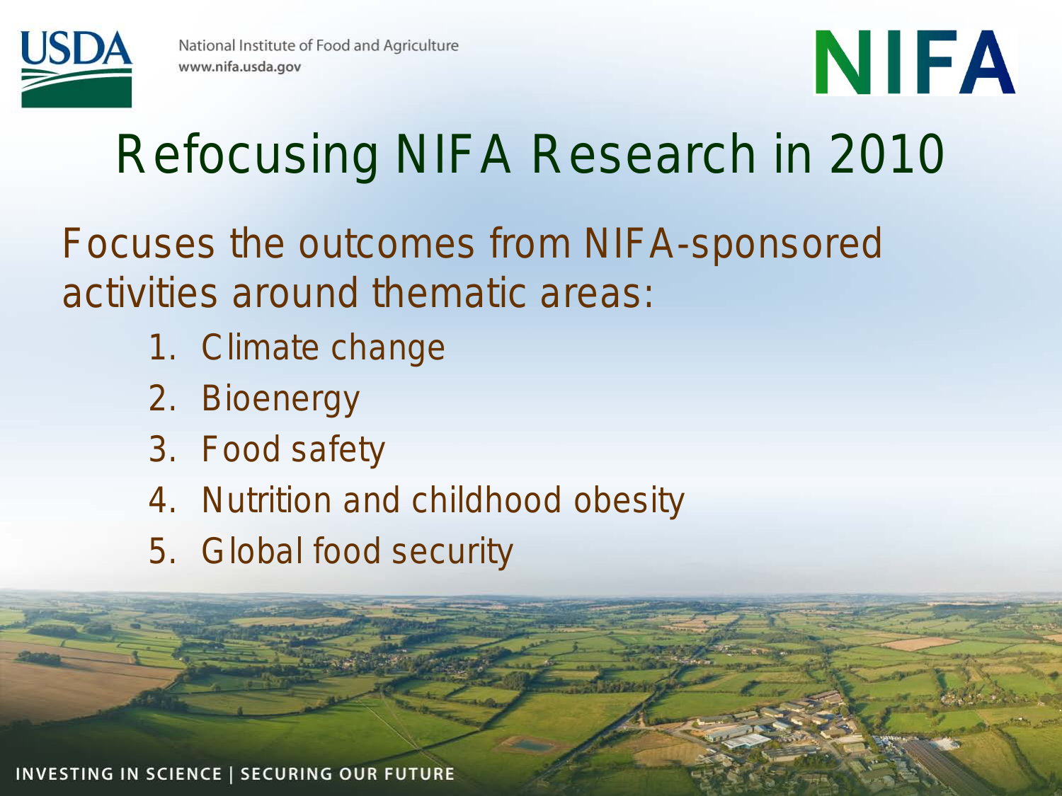# Refocusing NIFA Research in 2010

Focuses the outcomes from NIFA-sponsored activities around thematic areas:

1. Climate change
2. Bioenergy
3. Food safety
4. Nutrition and childhood obesity
5. Global food security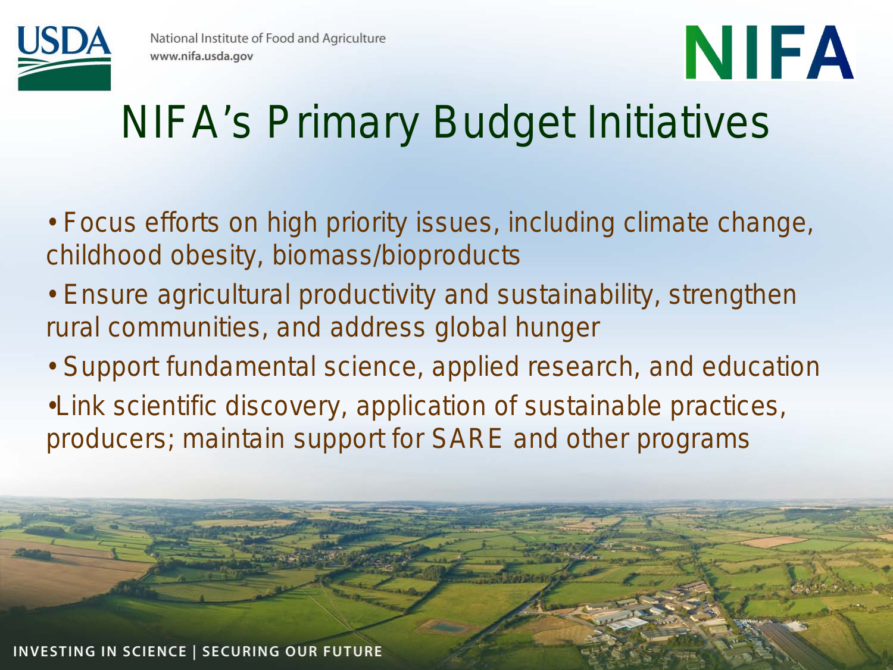# NIFA's Primary Budget Initiatives

- Focus efforts on high priority issues, including climate change, childhood obesity, biomass/bioproducts
- Ensure agricultural productivity and sustainability, strengthen rural communities, and address global hunger
- Support fundamental science, applied research, and education
- Link scientific discovery, application of sustainable practices, producers; maintain support for SARE and other programs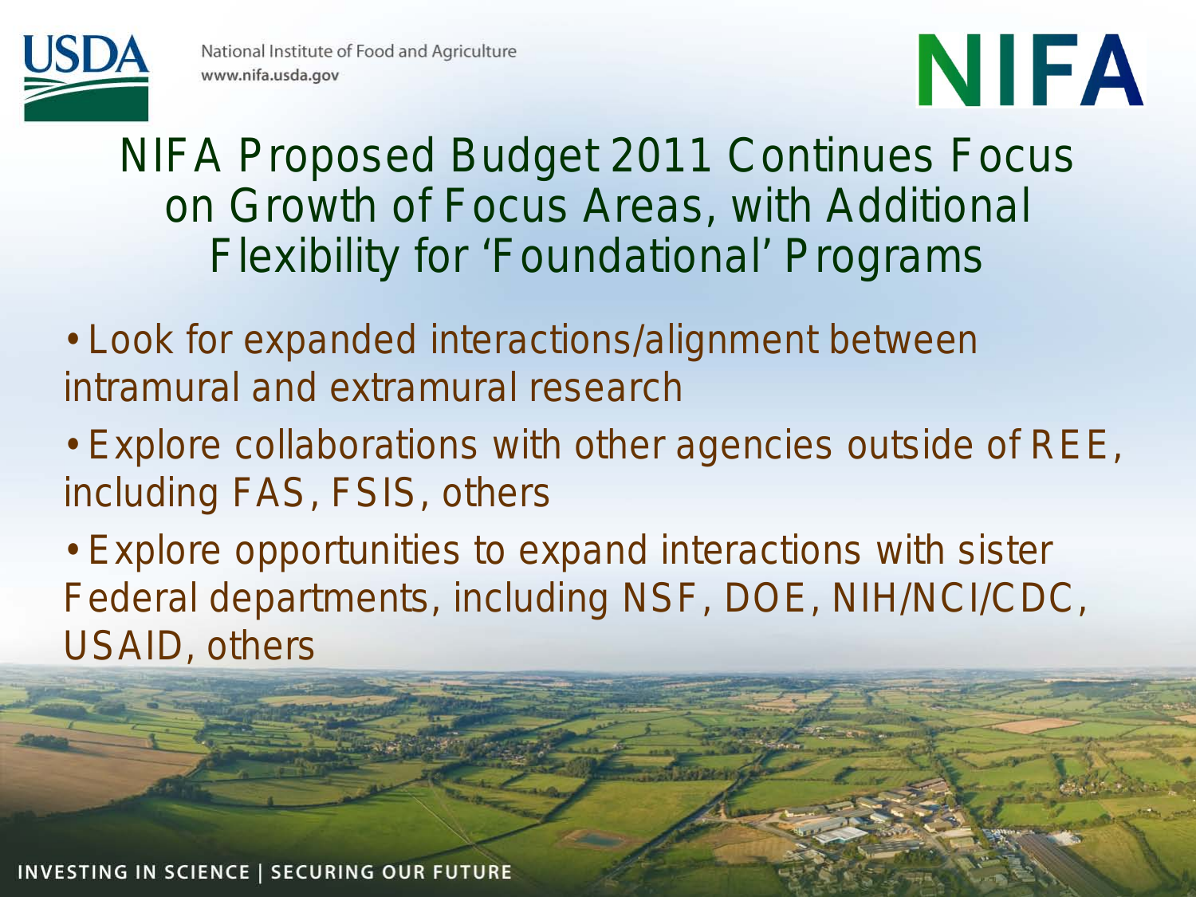# NIFA Proposed Budget 2011 Continues Focus on Growth of Focus Areas, with Additional Flexibility for 'Foundational' Programs

- Look for expanded interactions/alignment between intramural and extramural research
- Explore collaborations with other agencies outside of REE, including FAS, FSIS, others
- Explore opportunities to expand interactions with sister Federal departments, including NSF, DOE, NIH/NCI/CDC, USAID, others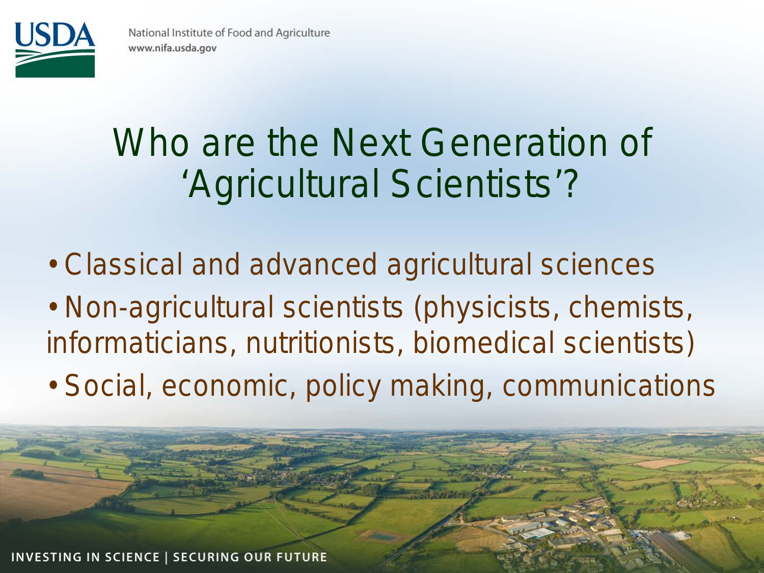# Who are the Next Generation of 'Agricultural Scientists'?

- Classical and advanced agricultural sciences
- Non-agricultural scientists (physicists, chemists, informaticians, nutritionists, biomedical scientists)
- Social, economic, policy making, communications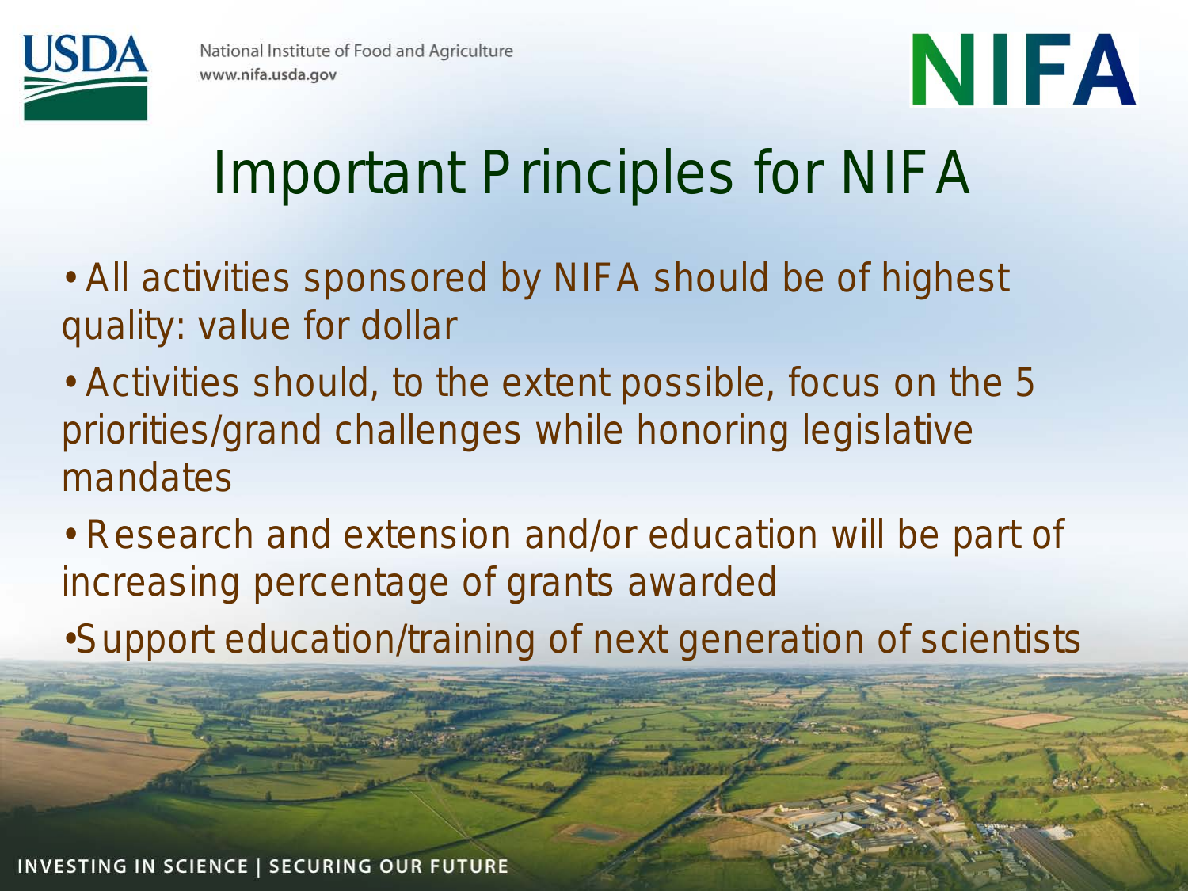# Important Principles for NIFA

- All activities sponsored by NIFA should be of highest quality: value for dollar
- Activities should, to the extent possible, focus on the 5 priorities/grand challenges while honoring legislative mandates
- Research and extension and/or education will be part of increasing percentage of grants awarded
- Support education/training of next generation of scientists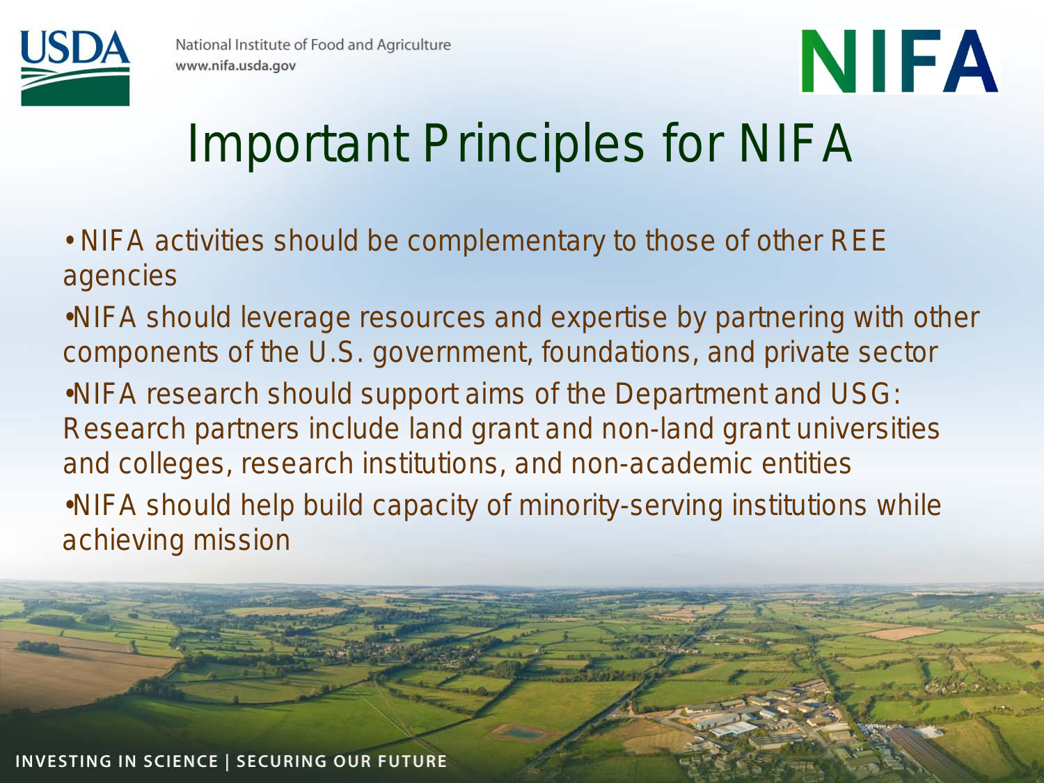# Important Principles for NIFA

- NIFA activities should be complementary to those of other REE agencies
- NIFA should leverage resources and expertise by partnering with other components of the U.S. government, foundations, and private sector
- NIFA research should support aims of the Department and USG: Research partners include land grant and non-land grant universities and colleges, research institutions, and non-academic entities
- NIFA should help build capacity of minority-serving institutions while achieving mission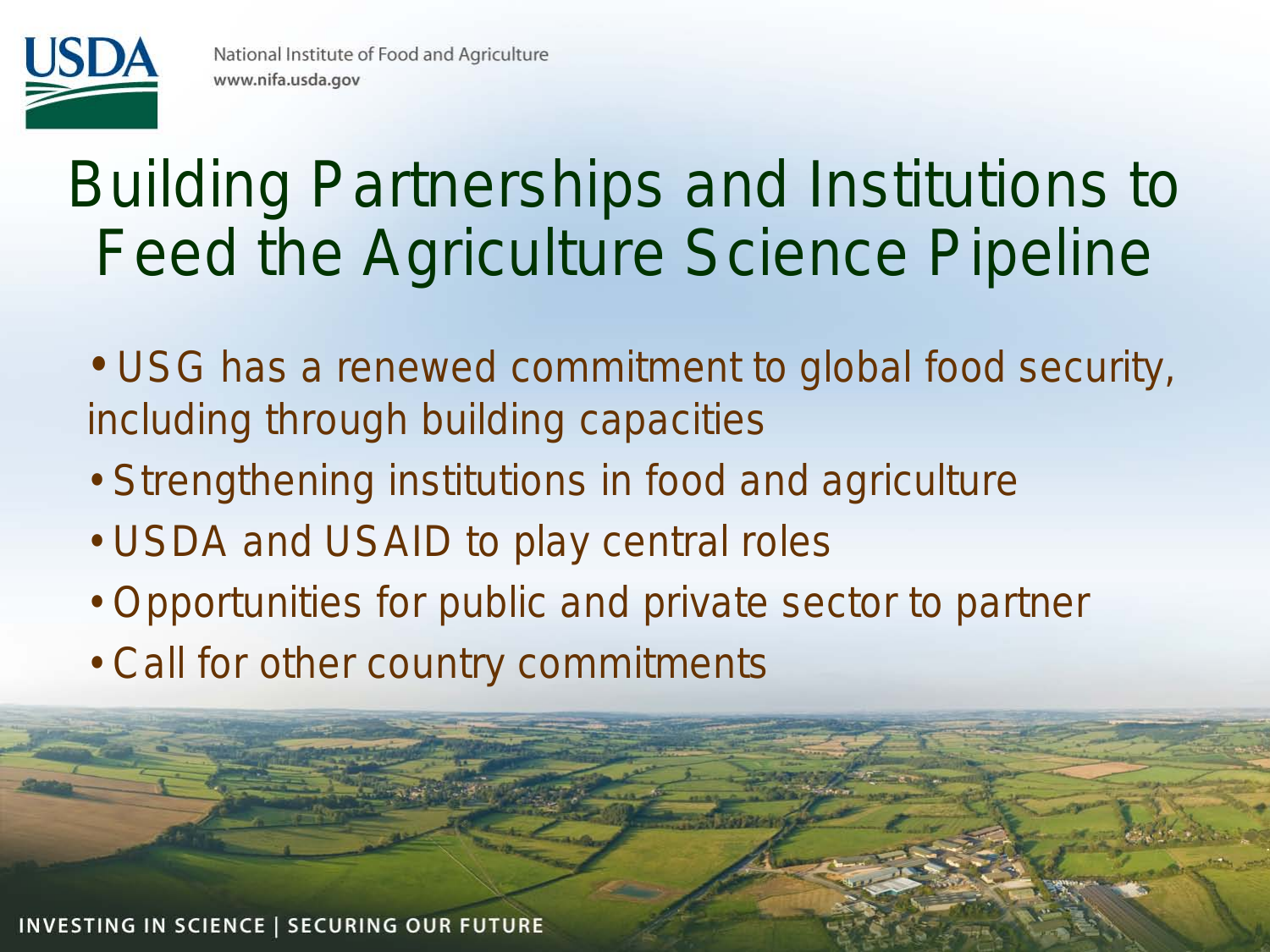# Building Partnerships and Institutions to Feed the Agriculture Science Pipeline

- USG has a renewed commitment to global food security, including through building capacities
- Strengthening institutions in food and agriculture
- USDA and USAID to play central roles
- Opportunities for public and private sector to partner
- Call for other country commitments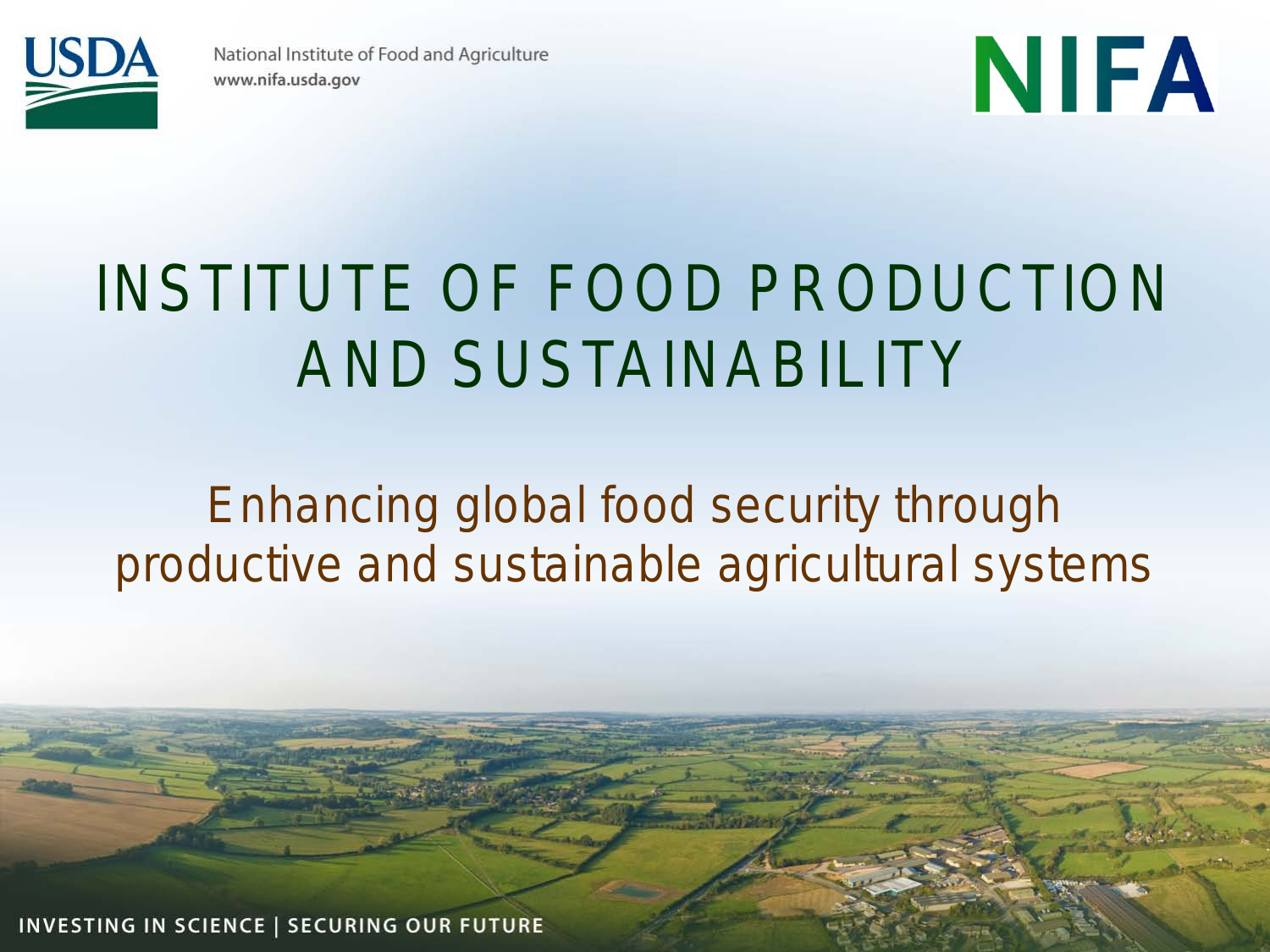National Institute of Food and Agriculture
www.nifa.usda.gov

# INSTITUTE OF FOOD PRODUCTION AND SUSTAINABILITY

## Enhancing global food security through productive and sustainable agricultural systems

INVESTING IN SCIENCE | SECURING OUR FUTURE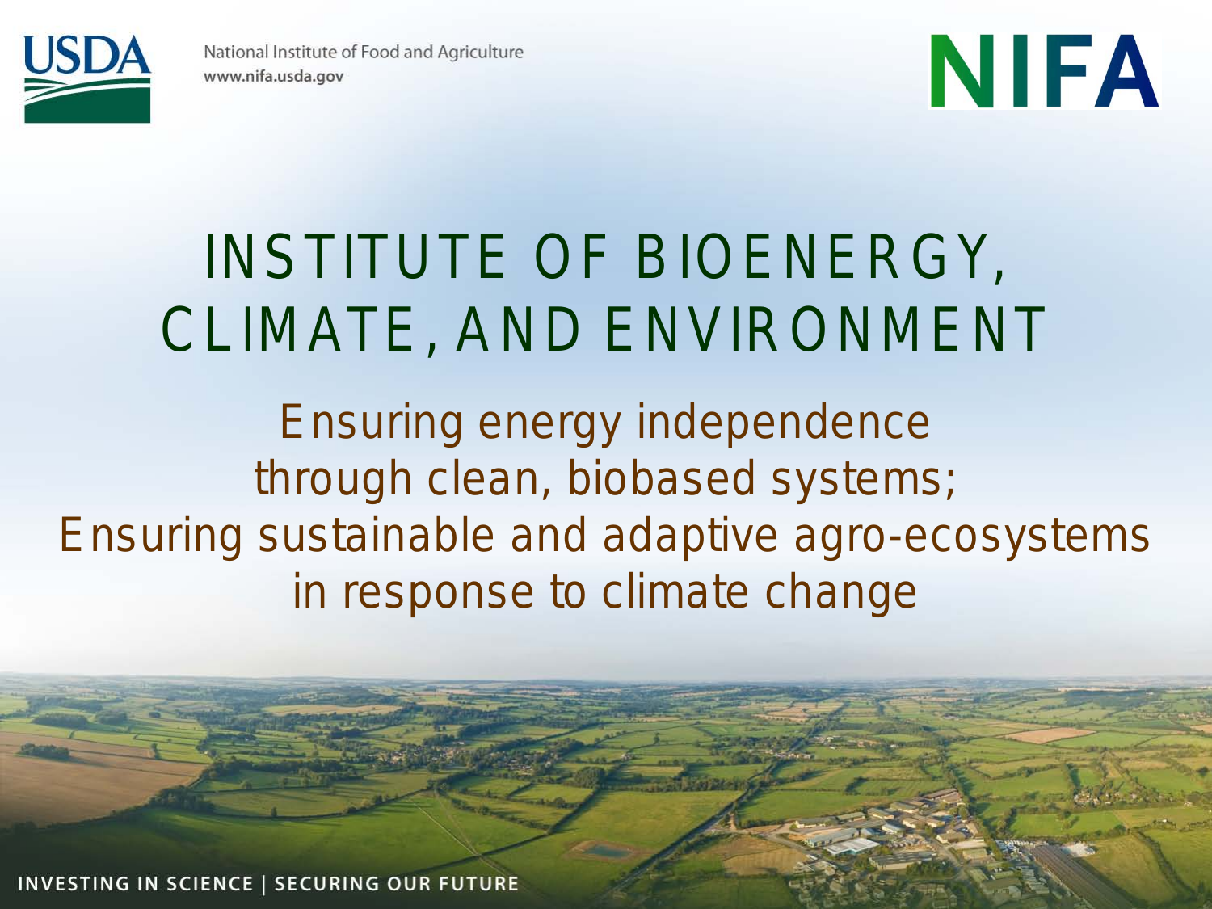National Institute of Food and Agriculture
www.nifa.usda.gov

# INSTITUTE OF BIOENERGY, CLIMATE, AND ENVIRONMENT

Ensuring energy independence through clean, biobased systems;
Ensuring sustainable and adaptive agro-ecosystems in response to climate change

INVESTING IN SCIENCE | SECURING OUR FUTURE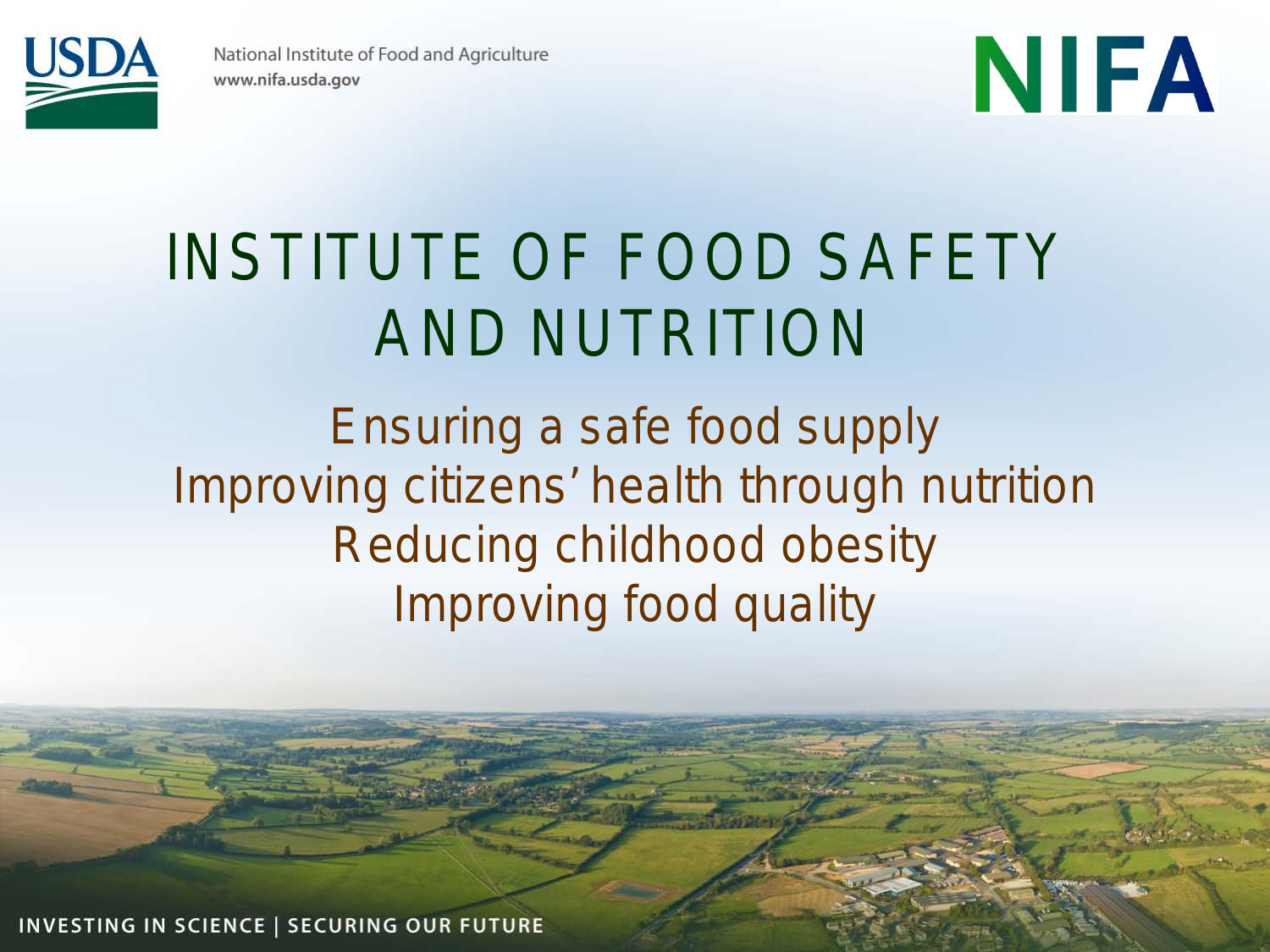# INSTITUTE OF FOOD SAFETY AND NUTRITION

Ensuring a safe food supply

Improving citizens' health through nutrition

Reducing childhood obesity

Improving food quality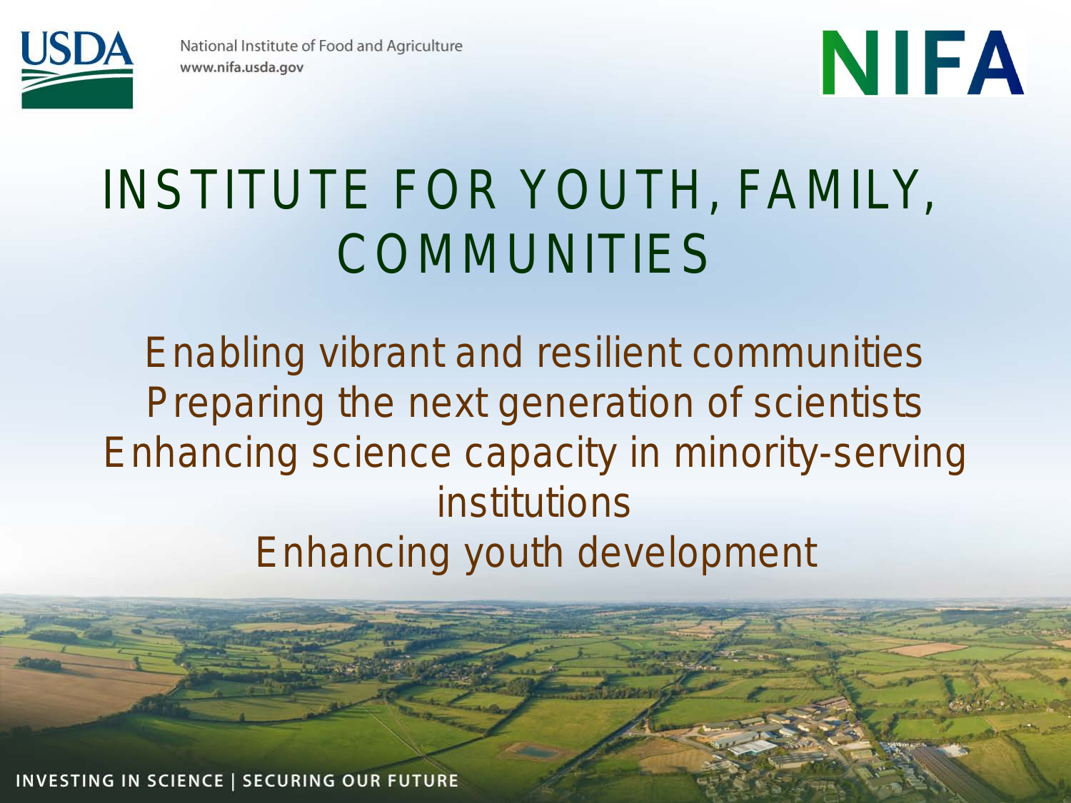# INSTITUTE FOR YOUTH, FAMILY, COMMUNITIES

Enabling vibrant and resilient communities
Preparing the next generation of scientists
Enhancing science capacity in minority-serving institutions
Enhancing youth development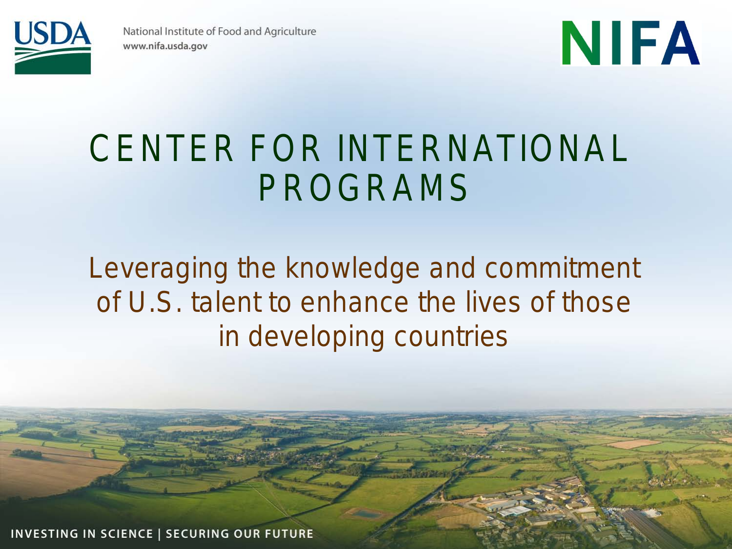# CENTER FOR INTERNATIONAL PROGRAMS

Leveraging the knowledge and commitment of U.S. talent to enhance the lives of those in developing countries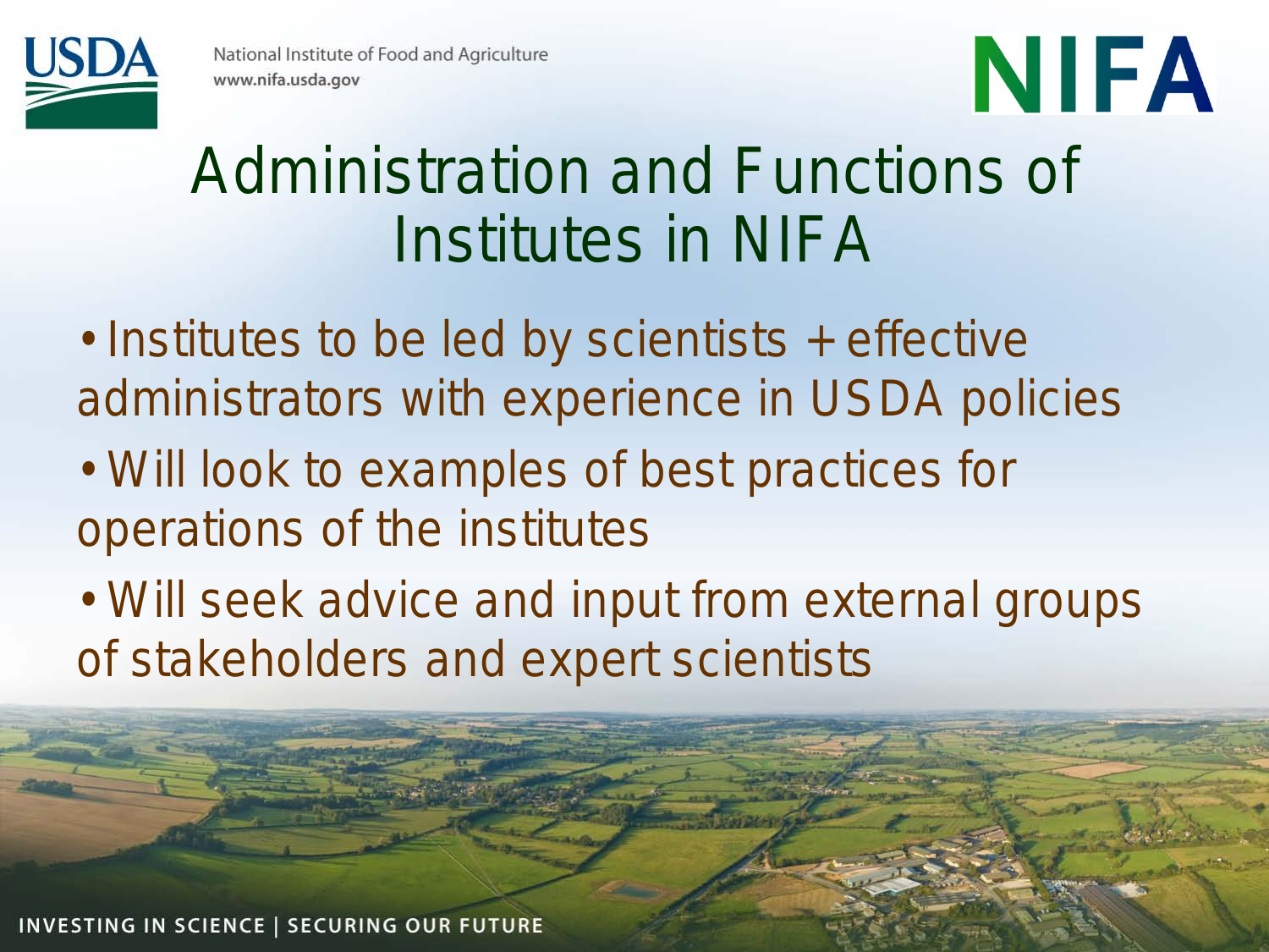# Administration and Functions of Institutes in NIFA

- Institutes to be led by scientists + effective administrators with experience in USDA policies
- Will look to examples of best practices for operations of the institutes
- Will seek advice and input from external groups of stakeholders and expert scientists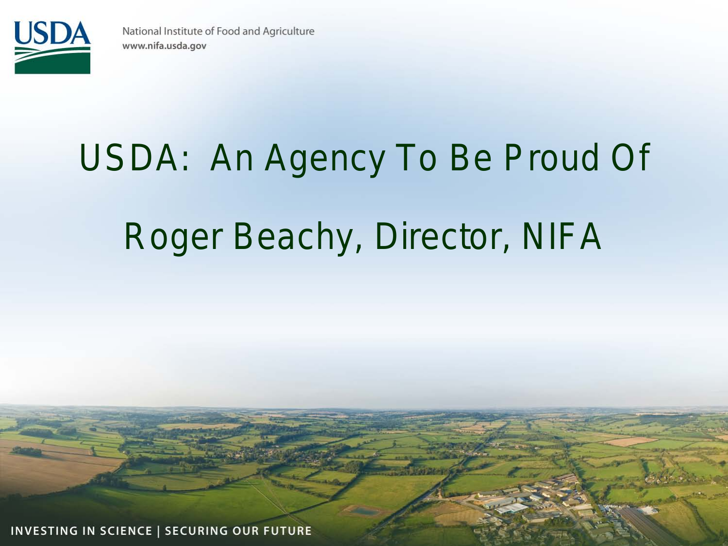National Institute of Food and Agriculture
www.nifa.usda.gov

# USDA: An Agency To Be Proud Of

## Roger Beachy, Director, NIFA

INVESTING IN SCIENCE | SECURING OUR FUTURE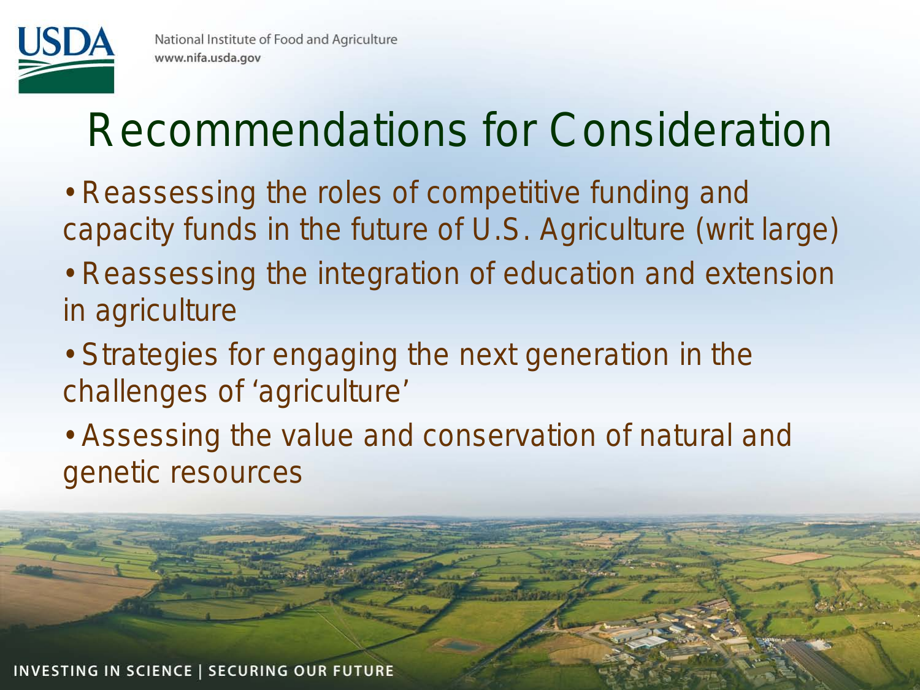# Recommendations for Consideration

- Reassessing the roles of competitive funding and capacity funds in the future of U.S. Agriculture (writ large)
- Reassessing the integration of education and extension in agriculture
- Strategies for engaging the next generation in the challenges of 'agriculture'
- Assessing the value and conservation of natural and genetic resources